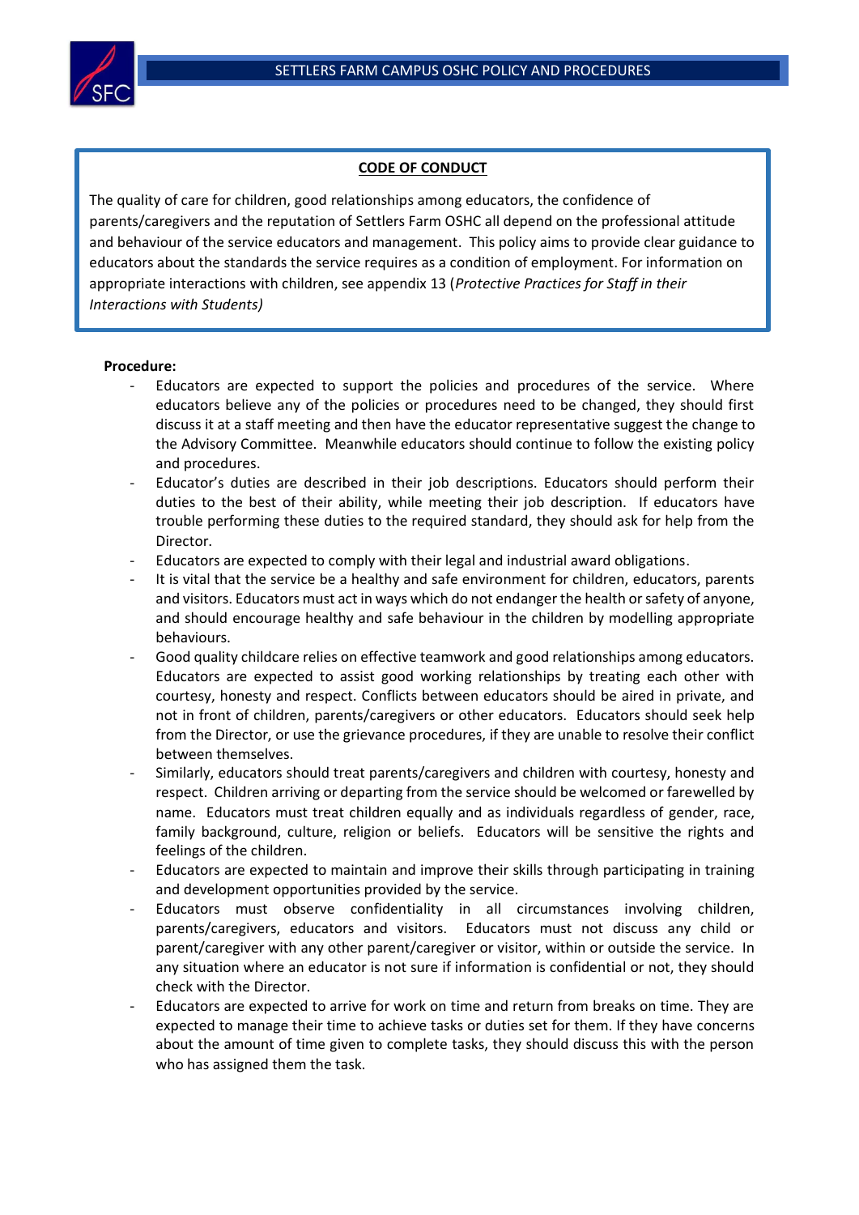## CODE OF CONDUCT

The quality of care for children, good relationships among educators, the confidence of parents/caregivers and the reputation of Settlers Farm OSHC all depend on the professional attitude and behaviour of the service educators and management. This policy aims to provide clear guidance to educators about the standards the service requires as a condition of employment. For information on appropriate interactions with children, see appendix 13 (*Protective Practices for Staff in their Interactions with Students)*

**Procedure:**

- Educators are expected to support the policies and procedures of the service. Where educators believe any of the policies or procedures need to be changed, they should first discuss it at a staff meeting and then have the educator representative suggest the change to the Advisory Committee. Meanwhile educators should continue to follow the existing policy and procedures.
- Educator's duties are described in their job descriptions. Educators should perform their duties to the best of their ability, while meeting their job description. If educators have trouble performing these duties to the required standard, they should ask for help from the Director.
- Educators are expected to comply with their legal and industrial award obligations.
- It is vital that the service be a healthy and safe environment for children, educators, parents and visitors. Educators must act in ways which do not endanger the health or safety of anyone, and should encourage healthy and safe behaviour in the children by modelling appropriate behaviours.
- Good quality childcare relies on effective teamwork and good relationships among educators. Educators are expected to assist good working relationships by treating each other with courtesy, honesty and respect. Conflicts between educators should be aired in private, and not in front of children, parents/caregivers or other educators. Educators should seek help from the Director, or use the grievance procedures, if they are unable to resolve their conflict between themselves.
- Similarly, educators should treat parents/caregivers and children with courtesy, honesty and respect. Children arriving or departing from the service should be welcomed or farewelled by name. Educators must treat children equally and as individuals regardless of gender, race, family background, culture, religion or beliefs. Educators will be sensitive the rights and feelings of the children.
- Educators are expected to maintain and improve their skills through participating in training and development opportunities provided by the service.
- Educators must observe confidentiality in all circumstances involving children, parents/caregivers, educators and visitors. Educators must not discuss any child or parent/caregiver with any other parent/caregiver or visitor, within or outside the service. In any situation where an educator is not sure if information is confidential or not, they should check with the Director.
- Educators are expected to arrive for work on time and return from breaks on time. They are expected to manage their time to achieve tasks or duties set for them. If they have concerns about the amount of time given to complete tasks, they should discuss this with the person who has assigned them the task.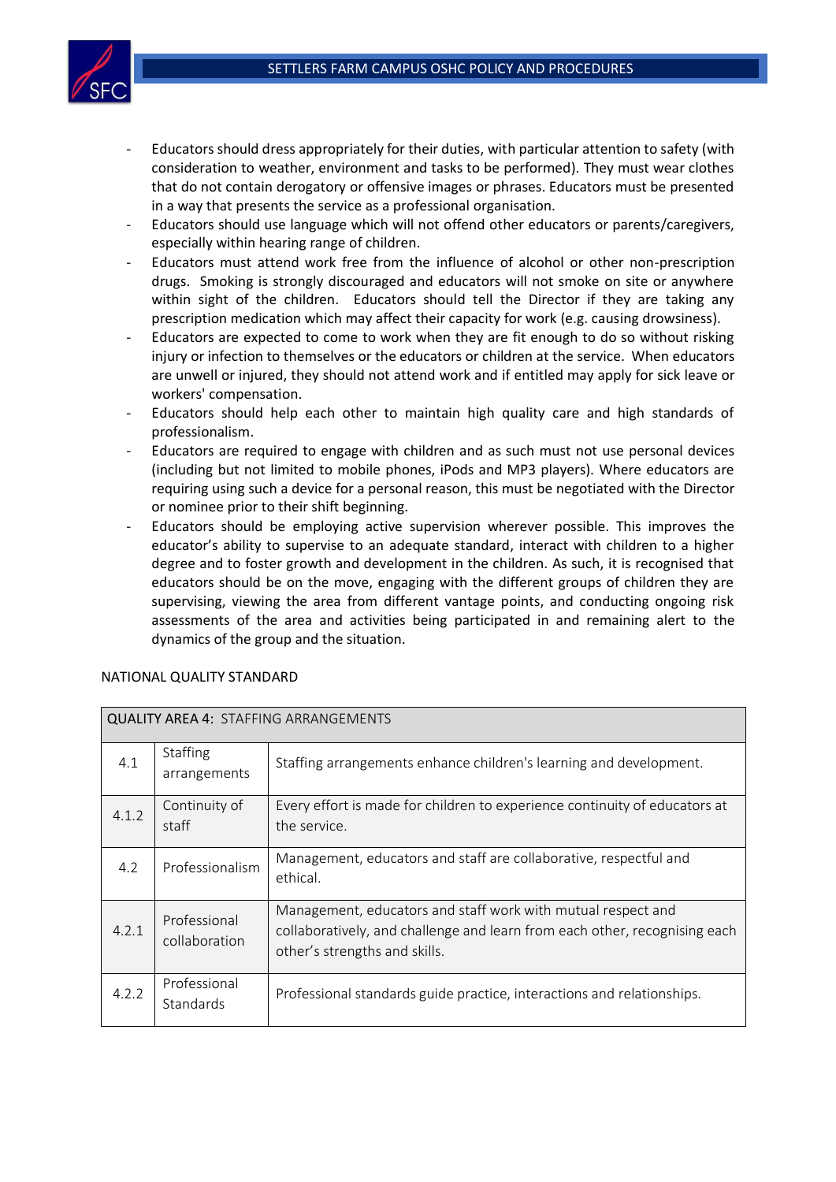- Educators should dress appropriately for their duties, with particular attention to safety (with consideration to weather, environment and tasks to be performed). They must wear clothes that do not contain derogatory or offensive images or phrases. Educators must be presented in a way that presents the service as a professional organisation.
- Educators should use language which will not offend other educators or parents/caregivers, especially within hearing range of children.
- Educators must attend work free from the influence of alcohol or other non-prescription drugs. Smoking is strongly discouraged and educators will not smoke on site or anywhere within sight of the children. Educators should tell the Director if they are taking any prescription medication which may affect their capacity for work (e.g. causing drowsiness).
- Educators are expected to come to work when they are fit enough to do so without risking injury or infection to themselves or the educators or children at the service. When educators are unwell or injured, they should not attend work and if entitled may apply for sick leave or workers' compensation.
- Educators should help each other to maintain high quality care and high standards of professionalism.
- Educators are required to engage with children and as such must not use personal devices (including but not limited to mobile phones, iPods and MP3 players). Where educators are requiring using such a device for a personal reason, this must be negotiated with the Director or nominee prior to their shift beginning.
- Educators should be employing active supervision wherever possible. This improves the educator's ability to supervise to an adequate standard, interact with children to a higher degree and to foster growth and development in the children. As such, it is recognised that educators should be on the move, engaging with the different groups of children they are supervising, viewing the area from different vantage points, and conducting ongoing risk assessments of the area and activities being participated in and remaining alert to the dynamics of the group and the situation.

NATIONAL QUALITY STANDARD

| QUALITY AREA 4: STAFFING ARRANGEMENTS | | |
|---|---|---|
| 4.1 | Staffing arrangements | Staffing arrangements enhance children's learning and development. |
| 4.1.2 | Continuity of staff | Every effort is made for children to experience continuity of educators at the service. |
| 4.2 | Professionalism | Management, educators and staff are collaborative, respectful and ethical. |
| 4.2.1 | Professional collaboration | Management, educators and staff work with mutual respect and collaboratively, and challenge and learn from each other, recognising each other's strengths and skills. |
| 4.2.2 | Professional Standards | Professional standards guide practice, interactions and relationships. |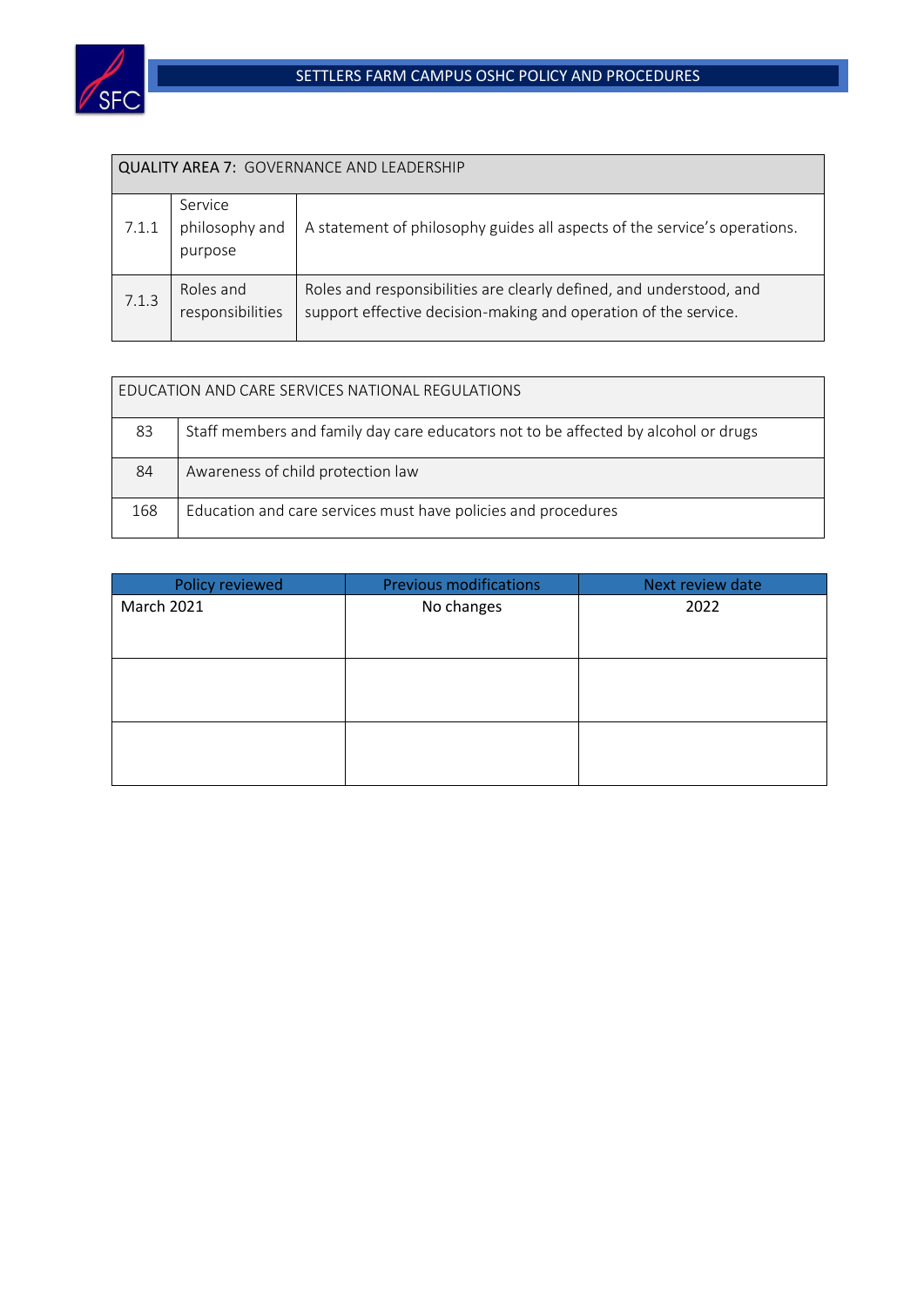| QUALITY AREA 7: GOVERNANCE AND LEADERSHIP | | |
|---|---|---|
| 7.1.1 | Service philosophy and purpose | A statement of philosophy guides all aspects of the service's operations. |
| 7.1.3 | Roles and responsibilities | Roles and responsibilities are clearly defined, and understood, and support effective decision-making and operation of the service. |

| EDUCATION AND CARE SERVICES NATIONAL REGULATIONS | |
|---|---|
| 83 | Staff members and family day care educators not to be affected by alcohol or drugs |
| 84 | Awareness of child protection law |
| 168 | Education and care services must have policies and procedures |

| Policy reviewed | Previous modifications | Next review date |
|---|---|---|
| March 2021 | No changes | 2022 |
| | | |
| | | |